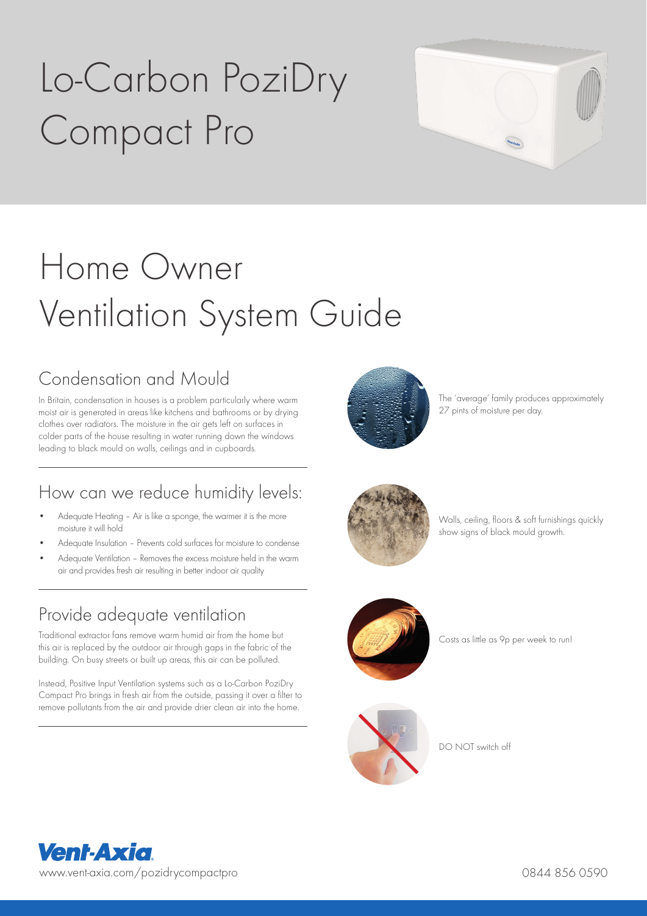# Lo-Carbon PoziDry Compact Pro

# Home Owner Ventilation System Guide

## Condensation and Mould

In Britain, condensation in houses is a problem particularly where warm moist air is generated in areas like kitchens and bathrooms or by drying clothes over radiators. The moisture in the air gets left on surfaces in colder parts of the house resulting in water running down the windows leading to black mould on walls, ceilings and in cupboards.

The 'average' family produces approximately 27 pints of moisture per day.

## How can we reduce humidity levels:

- Adequate Heating – Air is like a sponge, the warmer it is the more moisture it will hold
- Adequate Insulation – Prevents cold surfaces for moisture to condense
- Adequate Ventilation – Removes the excess moisture held in the warm air and provides fresh air resulting in better indoor air quality

Walls, ceiling, floors & soft furnishings quickly show signs of black mould growth.

## Provide adequate ventilation

Traditional extractor fans remove warm humid air from the home but this air is replaced by the outdoor air through gaps in the fabric of the building. On busy streets or built up areas, this air can be polluted.

Instead, Positive Input Ventilation systems such as a Lo-Carbon PoziDry Compact Pro brings in fresh air from the outside, passing it over a filter to remove pollutants from the air and provide drier clean air into the home.

Costs as little as 9p per week to run!

DO NOT switch off

Vent-Axia

www.vent-axia.com/pozidrycompactpro

0844 856 0590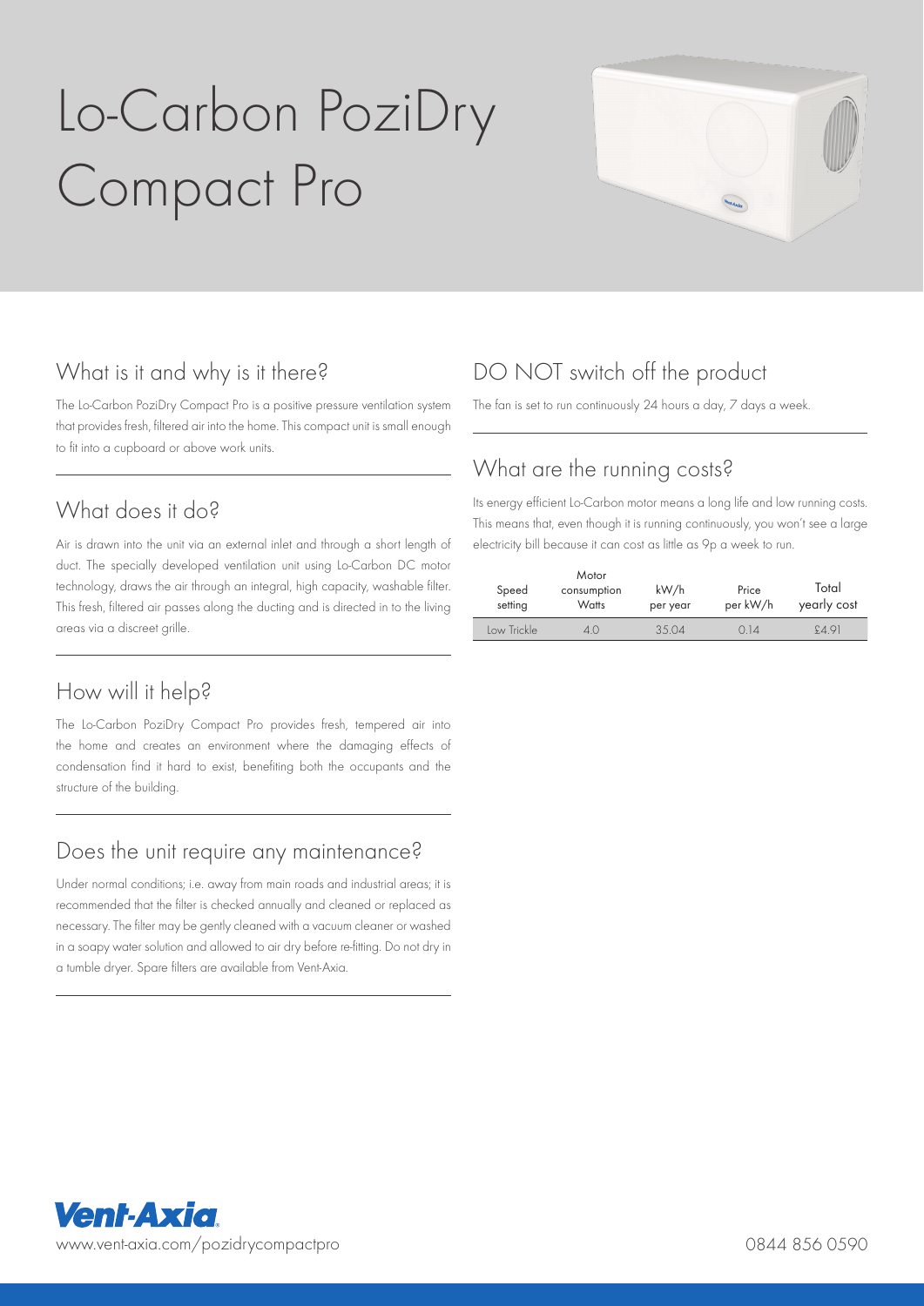# Lo-Carbon PoziDry Compact Pro

## What is it and why is it there?

The Lo-Carbon PoziDry Compact Pro is a positive pressure ventilation system that provides fresh, filtered air into the home. This compact unit is small enough to fit into a cupboard or above work units.

## What does it do?

Air is drawn into the unit via an external inlet and through a short length of duct. The specially developed ventilation unit using Lo-Carbon DC motor technology, draws the air through an integral, high capacity, washable filter. This fresh, filtered air passes along the ducting and is directed in to the living areas via a discreet grille.

## How will it help?

The Lo-Carbon PoziDry Compact Pro provides fresh, tempered air into the home and creates an environment where the damaging effects of condensation find it hard to exist, benefiting both the occupants and the structure of the building.

## Does the unit require any maintenance?

Under normal conditions; i.e. away from main roads and industrial areas; it is recommended that the filter is checked annually and cleaned or replaced as necessary. The filter may be gently cleaned with a vacuum cleaner or washed in a soapy water solution and allowed to air dry before re-fitting. Do not dry in a tumble dryer. Spare filters are available from Vent-Axia.

## DO NOT switch off the product

The fan is set to run continuously 24 hours a day, 7 days a week.

## What are the running costs?

Its energy efficient Lo-Carbon motor means a long life and low running costs. This means that, even though it is running continuously, you won't see a large electricity bill because it can cost as little as 9p a week to run.

| Speed setting | Motor consumption Watts | kW/h per year | Price per kW/h | Total yearly cost |
|---|---|---|---|---|
| Low Trickle | 4.0 | 35.04 | 0.14 | £4.91 |

Vent-Axia

www.vent-axia.com/pozidrycompactpro

0844 856 0590